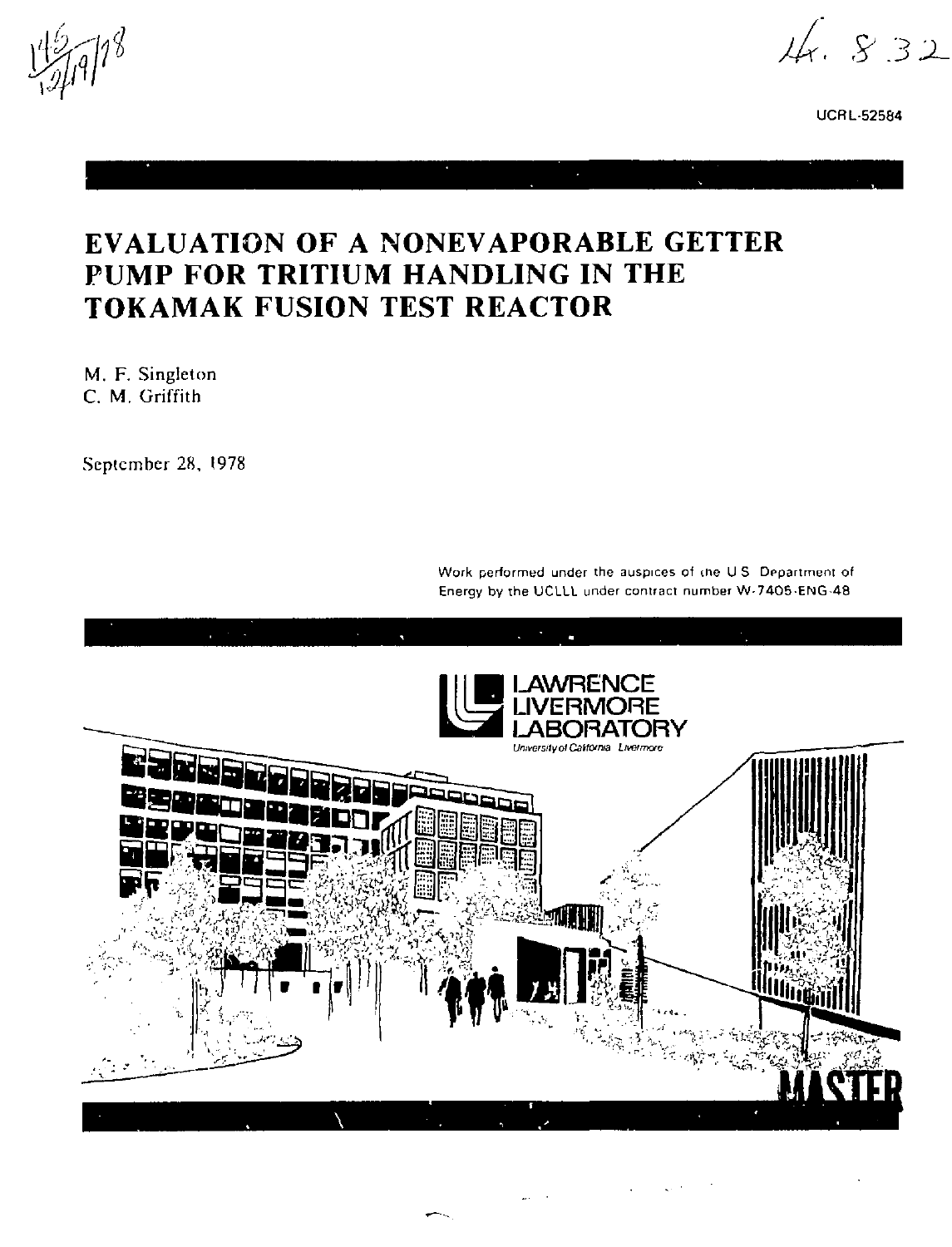UCRL-52584

# EVALUATION OF A NONEVAPORABLE GETTER PUMP FOR TRITIUM HANDLING IN THE TOKAMAK FUSION TEST REACTOR

M. F. Singleton
C. M. Griffith

September 28, 1978

Work performed under the auspices of the U.S. Department of Energy by the UCLLL under contract number W-7405-ENG-48

LAWRENCE LIVERMORE LABORATORY
University of California Livermore

MASTER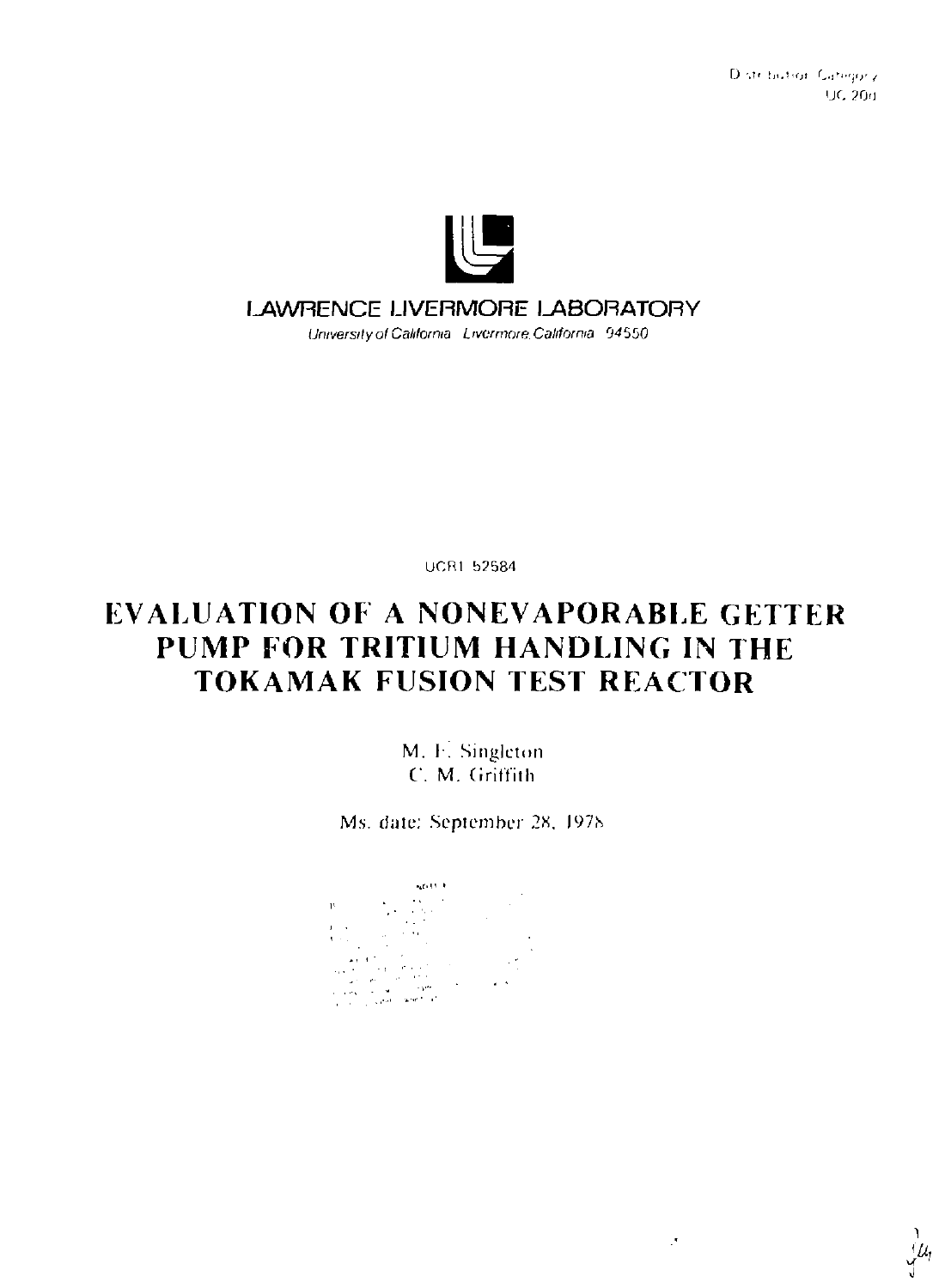Distribution Category UC-20d

LAWRENCE LIVERMORE LABORATORY

*University of California Livermore, California 94550*

UCRL-52584

# EVALUATION OF A NONEVAPORABLE GETTER PUMP FOR TRITIUM HANDLING IN THE TOKAMAK FUSION TEST REACTOR

M. F. Singleton

C. M. Griffith

Ms. date: September 28, 1978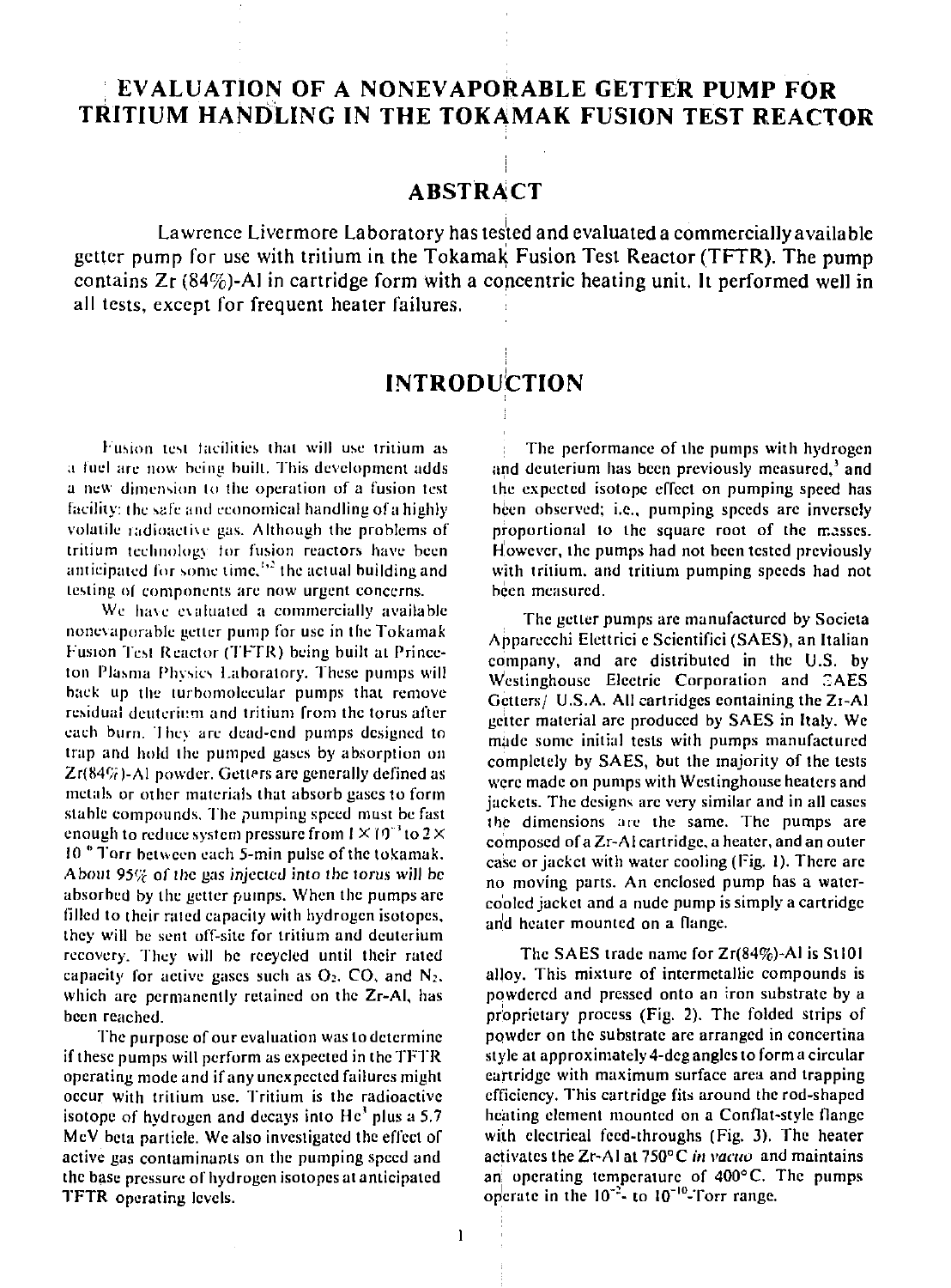# EVALUATION OF A NONEVAPORABLE GETTER PUMP FOR TRITIUM HANDLING IN THE TOKAMAK FUSION TEST REACTOR

## ABSTRACT

Lawrence Livermore Laboratory has tested and evaluated a commercially available getter pump for use with tritium in the Tokamak Fusion Test Reactor (TFTR). The pump contains Zr (84%)-Al in cartridge form with a concentric heating unit. It performed well in all tests, except for frequent heater failures.

## INTRODUCTION

Fusion test facilities that will use tritium as a fuel are now being built. This development adds a new dimension to the operation of a fusion test facility: the safe and economical handling of a highly volatile radioactive gas. Although the problems of tritium technology for fusion reactors have been anticipated for some time,[1,2] the actual building and testing of components are now urgent concerns.

We have evaluated a commercially available nonevaporable getter pump for use in the Tokamak Fusion Test Reactor (TFTR) being built at Princeton Plasma Physics Laboratory. These pumps will back up the turbomolecular pumps that remove residual deuterium and tritium from the torus after each burn. They are dead-end pumps designed to trap and hold the pumped gases by absorption on Zr(84%)-Al powder. Getters are generally defined as metals or other materials that absorb gases to form stable compounds. The pumping speed must be fast enough to reduce system pressure from $1 \times 10^{-3}$ to $2 \times 10^{-6}$ Torr between each 5-min pulse of the tokamak. *About 95% of the gas injected into the torus will be absorbed by the getter pumps.* When the pumps are filled to their rated capacity with hydrogen isotopes, they will be sent off-site for tritium and deuterium recovery. They will be recycled until their rated capacity for active gases such as $O_2$, CO, and $N_2$, which are permanently retained on the Zr-Al, has been reached.

The purpose of our evaluation was to determine if these pumps will perform as expected in the TFTR operating mode and if any unexpected failures might occur with tritium use. Tritium is the radioactive isotope of hydrogen and decays into $He^3$ plus a 5.7 MeV beta particle. We also investigated the effect of active gas contaminants on the pumping speed and the base pressure of hydrogen isotopes at anticipated TFTR operating levels.

The performance of the pumps with hydrogen and deuterium has been previously measured,[3] and the expected isotope effect on pumping speed has been observed; i.e., pumping speeds are inversely proportional to the square root of the masses. However, the pumps had not been tested previously with tritium, and tritium pumping speeds had not been measured.

The getter pumps are manufactured by Societa Apparecchi Elettrici e Scientifici (SAES), an Italian company, and are distributed in the U.S. by Westinghouse Electric Corporation and SAES Getters/ U.S.A. All cartridges containing the Zr-Al getter material are produced by SAES in Italy. We made some initial tests with pumps manufactured completely by SAES, but the majority of the tests were made on pumps with Westinghouse heaters and jackets. The designs are very similar and in all cases the dimensions are the same. The pumps are composed of a Zr-Al cartridge, a heater, and an outer case or jacket with water cooling (Fig. 1). There are no moving parts. An enclosed pump has a water-cooled jacket and a nude pump is simply a cartridge and heater mounted on a flange.

The SAES trade name for Zr(84%)-Al is St101 alloy. This mixture of intermetallic compounds is powdered and pressed onto an iron substrate by a proprietary process (Fig. 2). The folded strips of powder on the substrate are arranged in concertina style at approximately 4-deg angles to form a circular cartridge with maximum surface area and trapping efficiency. This cartridge fits around the rod-shaped heating element mounted on a Conflat-style flange with electrical feed-throughs (Fig. 3). The heater activates the Zr-Al at 750°C *in vacuo* and maintains an operating temperature of 400°C. The pumps operate in the $10^{-2}$- to $10^{-10}$-Torr range.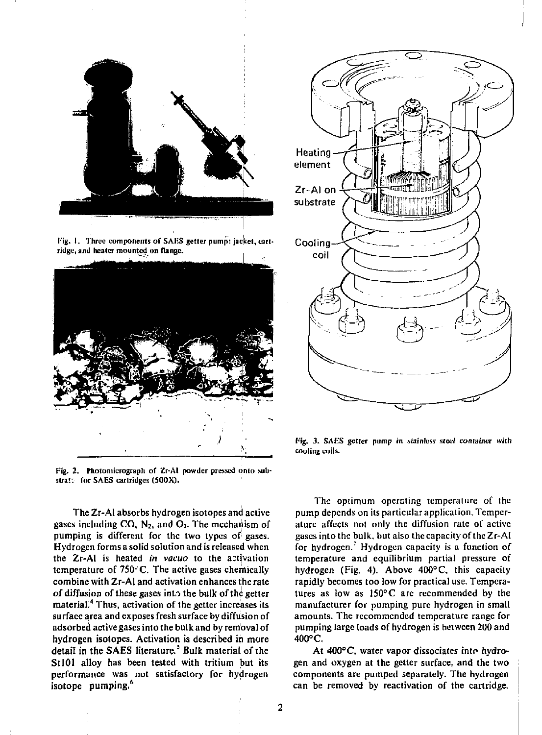Fig. 1. Three components of SAES getter pump: jacket, cartridge, and heater mounted on flange.

Fig. 2. Photomicrograph of Zr-Al powder pressed onto substrate for SAES cartridges (500X).

Fig. 3. SAES getter pump in stainless steel container with cooling coils.

The Zr-Al absorbs hydrogen isotopes and active gases including CO, $N_2$, and $O_2$. The mechanism of pumping is different for the two types of gases. Hydrogen forms a solid solution and is released when the Zr-Al is heated *in vacuo* to the activation temperature of 750°C. The active gases chemically combine with Zr-Al and activation enhances the rate of diffusion of these gases into the bulk of the getter material.[4] Thus, activation of the getter increases its surface area and exposes fresh surface by diffusion of adsorbed active gases into the bulk and by removal of hydrogen isotopes. Activation is described in more detail in the SAES literature.[5] Bulk material of the St101 alloy has been tested with tritium but its performance was not satisfactory for hydrogen isotope pumping.[6]

The optimum operating temperature of the pump depends on its particular application. Temperature affects not only the diffusion rate of active gases into the bulk, but also the capacity of the Zr-Al for hydrogen.[7] Hydrogen capacity is a function of temperature and equilibrium partial pressure of hydrogen (Fig. 4). Above 400°C, this capacity rapidly becomes too low for practical use. Temperatures as low as 150°C are recommended by the manufacturer for pumping pure hydrogen in small amounts. The recommended temperature range for pumping large loads of hydrogen is between 200 and 400°C.

At 400°C, water vapor dissociates into hydrogen and oxygen at the getter surface, and the two components are pumped separately. The hydrogen can be removed by reactivation of the cartridge.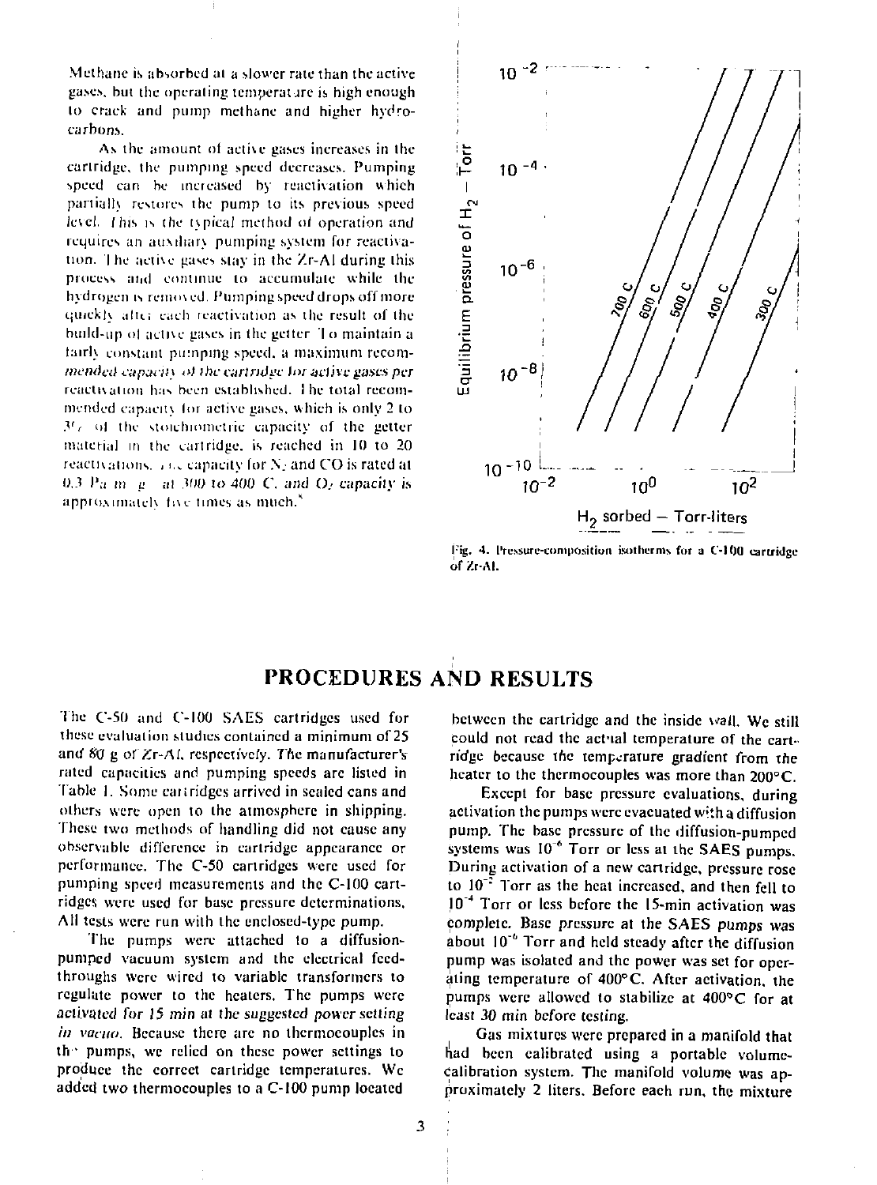Methane is absorbed at a slower rate than the active gases, but the operating temperature is high enough to crack and pump methane and higher hydrocarbons.

As the amount of active gases increases in the cartridge, the pumping speed decreases. Pumping speed can be increased by reactivation which partially restores the pump to its previous speed level. This is the typical method of operation and requires an auxiliary pumping system for reactivation. The active gases stay in the Zr-Al during this process and continue to accumulate while the hydrogen is removed. Pumping speed drops off more quickly after each reactivation as the result of the build-up of active gases in the getter. To maintain a fairly constant pumping speed, a maximum recommended capacity of the cartridge for active gases per reactivation has been established. The total recommended capacity for active gases, which is only 2 to 3% of the stoichiometric capacity of the getter material in the cartridge, is reached in 10 to 20 reactivations. The capacity for $N_2$ and CO is rated at 0.3 Pa m/g at 300 to 400 C, and $O_2$ capacity is approximately five times as much.[8]

Fig. 4. Pressure-composition isotherms for a C-100 cartridge of Zr-Al.

## PROCEDURES AND RESULTS

The C-50 and C-100 SAES cartridges used for these evaluation studies contained a minimum of 25 and 80 g of Zr-Al, respectively. The manufacturer's rated capacities and pumping speeds are listed in Table 1. Some cartridges arrived in sealed cans and others were open to the atmosphere in shipping. These two methods of handling did not cause any observable difference in cartridge appearance or performance. The C-50 cartridges were used for pumping speed measurements and the C-100 cartridges were used for base pressure determinations. All tests were run with the enclosed-type pump.

The pumps were attached to a diffusion-pumped vacuum system and the electrical feedthroughs were wired to variable transformers to regulate power to the heaters. The pumps were activated for 15 min at the suggested power setting *in vacuo*. Because there are no thermocouples in the pumps, we relied on these power settings to produce the correct cartridge temperatures. We added two thermocouples to a C-100 pump located between the cartridge and the inside wall. We still could not read the actual temperature of the cartridge because the temperature gradient from the heater to the thermocouples was more than 200°C.

Except for base pressure evaluations, during activation the pumps were evacuated with a diffusion pump. The base pressure of the diffusion-pumped systems was $10^{-6}$ Torr or less at the SAES pumps. During activation of a new cartridge, pressure rose to $10^{-2}$ Torr as the heat increased, and then fell to $10^{-4}$ Torr or less before the 15-min activation was complete. Base pressure at the SAES pumps was about $10^{-6}$ Torr and held steady after the diffusion pump was isolated and the power was set for operating temperature of 400°C. After activation, the pumps were allowed to stabilize at 400°C for at least 30 min before testing.

Gas mixtures were prepared in a manifold that had been calibrated using a portable volume-calibration system. The manifold volume was approximately 2 liters. Before each run, the mixture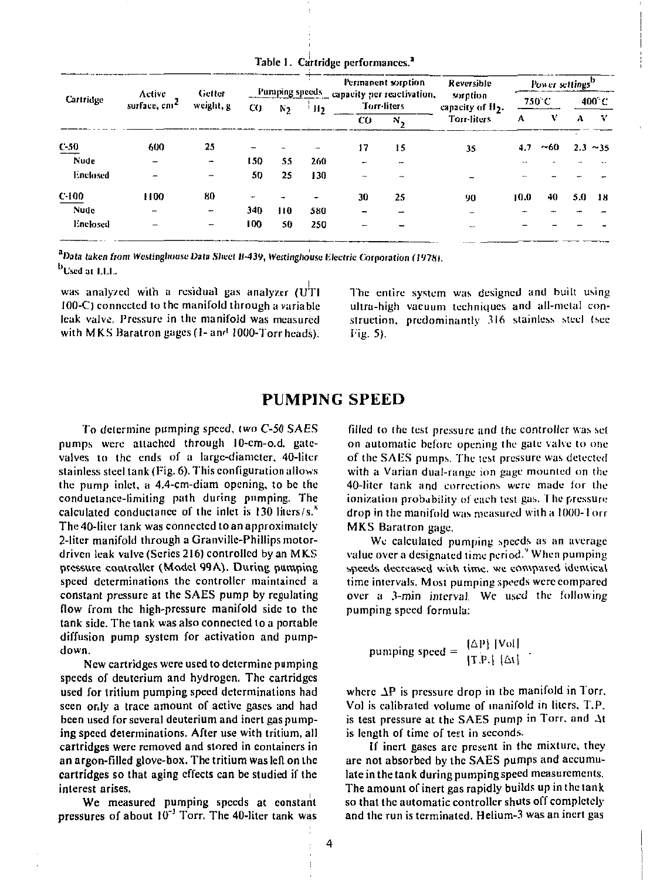Table 1. Cartridge performances.[a]

| Cartridge | Active surface, $cm^2$ | Getter weight, g | Pumping speeds | | | Permanent sorption capacity per reactivation, Torr-liters | | Reversible sorption capacity of $H_2$, Torr-liters | Power settings[b] | | | |
|---|---|---|---|---|---|---|---|---|---|---|---|---|
| | | | | | | | | | 750°C | | 400°C | |
| | | | CO | $N_2$ | $H_2$ | CO | $N_2$ | | A | V | A | V |
| C-50 | 600 | 25 | – | – | – | 17 | 15 | 35 | 4.7 | ~60 | 2.3 | ~35 |
| Nude | – | – | 150 | 55 | 260 | – | – | | – | – | – | – |
| Enclosed | – | – | 50 | 25 | 130 | – | – | – | – | – | – | – |
| C-100 | 1100 | 80 | – | – | – | 30 | 25 | 90 | 10.0 | 40 | 5.0 | 18 |
| Nude | – | – | 340 | 110 | 580 | – | – | – | – | – | – | – |
| Enclosed | – | – | 100 | 50 | 250 | – | – | – | – | – | – | – |

[a]Data taken from Westinghouse Data Sheet B-439, Westinghouse Electric Corporation (1978).
[b]Used at LLL.

was analyzed with a residual gas analyzer (UTI 100-C) connected to the manifold through a variable leak valve. Pressure in the manifold was measured with MKS Baratron gages (1- and 1000-Torr heads).

The entire system was designed and built using ultra-high vacuum techniques and all-metal construction, predominantly 316 stainless steel (see Fig. 5).

## PUMPING SPEED

To determine pumping speed, two C-50 SAES pumps were attached through 10-cm-o.d. gate-valves to the ends of a large-diameter, 40-liter stainless steel tank (Fig. 6). This configuration allows the pump inlet, a 4.4-cm-diam opening, to be the conductance-limiting path during pumping. The calculated conductance of the inlet is 130 liters/s.[8] The 40-liter tank was connected to an approximately 2-liter manifold through a Granville-Phillips motor-driven leak valve (Series 216) controlled by an MKS pressure controller (Model 99A). During pumping speed determinations the controller maintained a constant pressure at the SAES pump by regulating flow from the high-pressure manifold side to the tank side. The tank was also connected to a portable diffusion pump system for activation and pump-down.

New cartridges were used to determine pumping speeds of deuterium and hydrogen. The cartridges used for tritium pumping speed determinations had seen only a trace amount of active gases and had been used for several deuterium and inert gas pumping speed determinations. After use with tritium, all cartridges were removed and stored in containers in an argon-filled glove-box. The tritium was left on the cartridges so that aging effects can be studied if the interest arises.

We measured pumping speeds at constant pressures of about $10^{-3}$ Torr. The 40-liter tank was filled to the test pressure and the controller was set on automatic before opening the gate valve to one of the SAES pumps. The test pressure was detected with a Varian dual-range ion gage mounted on the 40-liter tank and corrections were made for the ionization probability of each test gas. The pressure drop in the manifold was measured with a 1000-Torr MKS Baratron gage.

We calculated pumping speeds as an average value over a designated time period.[9] When pumping speeds decreased with time, we compared identical time intervals. Most pumping speeds were compared over a 3-min interval. We used the following pumping speed formula:

$$\text{pumping speed} = \frac{\{\Delta P\}\ \{\text{Vol}\}}{\{\text{T.P.}\}\ \{\Delta t\}}\ ,$$

where $\Delta P$ is pressure drop in the manifold in Torr, Vol is calibrated volume of manifold in liters, T.P. is test pressure at the SAES pump in Torr, and $\Delta t$ is length of time of test in seconds.

If inert gases are present in the mixture, they are not absorbed by the SAES pumps and accumulate in the tank during pumping speed measurements. The amount of inert gas rapidly builds up in the tank so that the automatic controller shuts off completely and the run is terminated. Helium-3 was an inert gas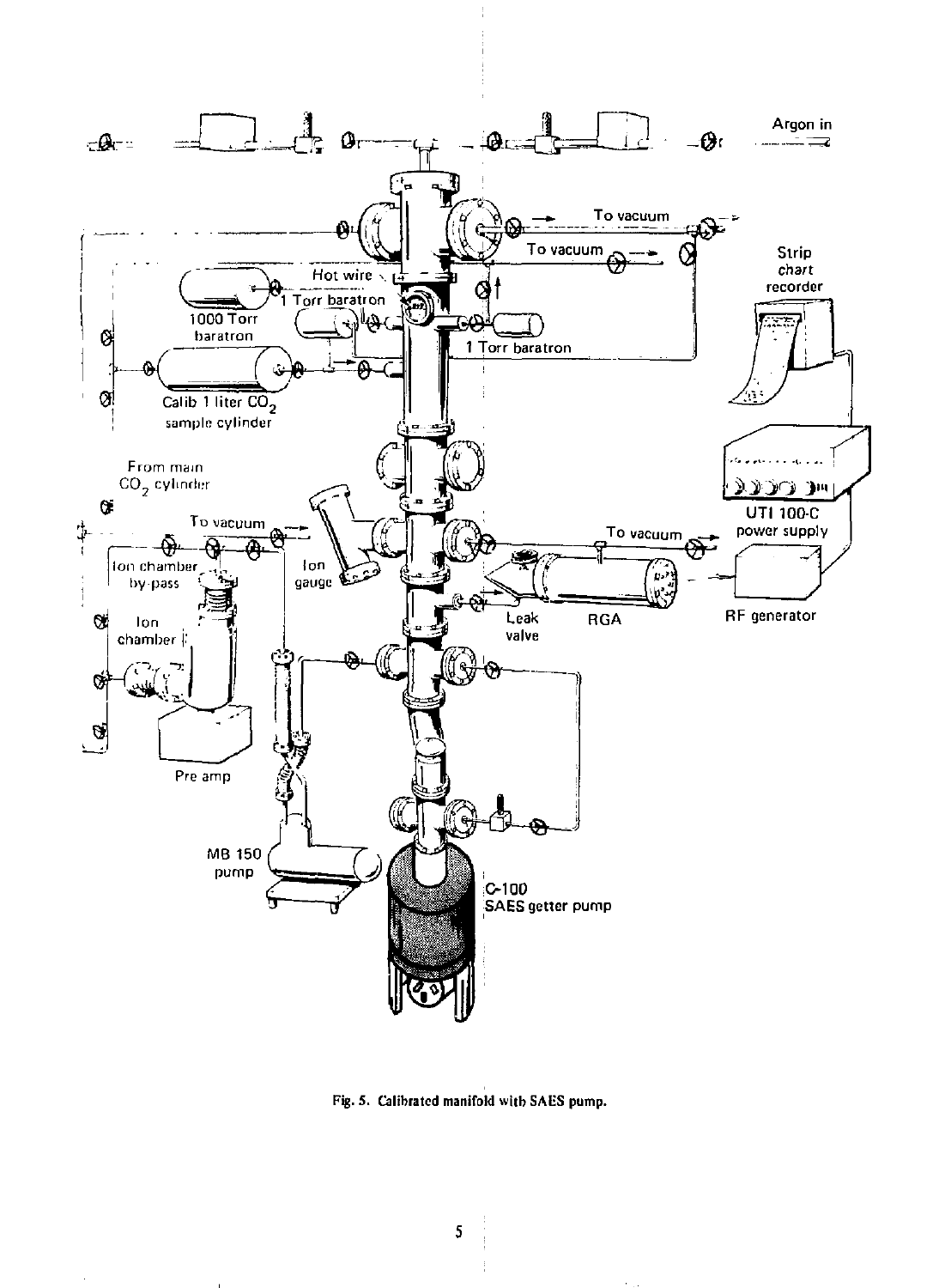Fig. 5. Calibrated manifold with SAES pump.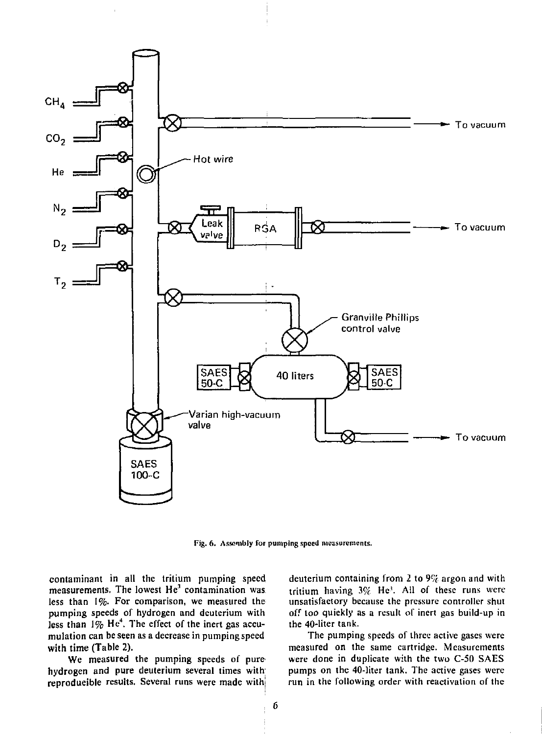Fig. 6. Assembly for pumping speed measurements.

contaminant in all the tritium pumping speed measurements. The lowest $He^3$ contamination was less than 1%. For comparison, we measured the pumping speeds of hydrogen and deuterium with less than 1% $He^4$. The effect of the inert gas accumulation can be seen as a decrease in pumping speed with time (Table 2).

We measured the pumping speeds of pure hydrogen and pure deuterium several times with reproducible results. Several runs were made with deuterium containing from 2 to 9% argon and with tritium having 3% $He^3$. All of these runs were unsatisfactory because the pressure controller shut off too quickly as a result of inert gas build-up in the 40-liter tank.

The pumping speeds of three active gases were measured on the same cartridge. Measurements were done in duplicate with the two C-50 SAES pumps on the 40-liter tank. The active gases were run in the following order with reactivation of the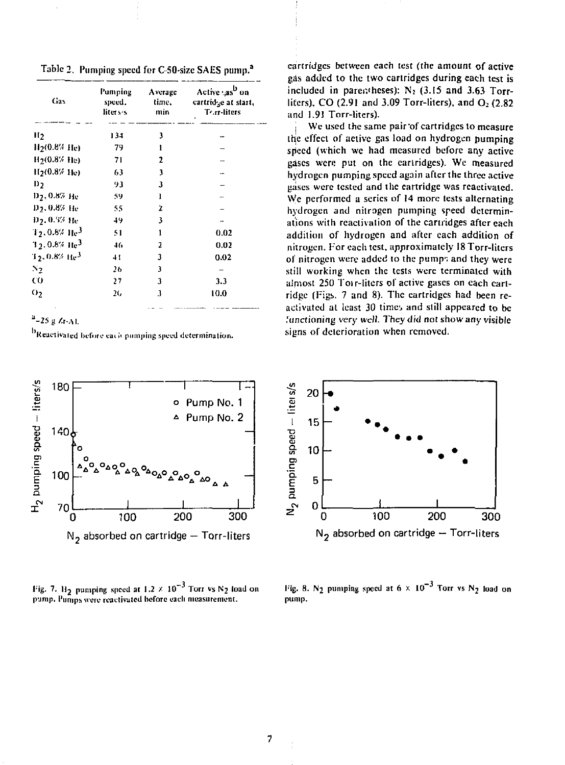Table 2. Pumping speed for C-50-size SAES pump.[a]

| Gas | Pumping speed, liters/s | Average time, min | Active gas[b] on cartridge at start, Torr-liters |
|---|---|---|---|
| $H_2$ | 134 | 3 | – |
| $H_2$(0.8% He) | 79 | 1 | – |
| $H_2$(0.8% He) | 71 | 2 | – |
| $H_2$(0.8% He) | 63 | 3 | – |
| $D_2$ | 93 | 3 | – |
| $D_2$, 0.8% He | 59 | 1 | – |
| $D_2$, 0.8% He | 55 | 2 | – |
| $D_2$, 0.8% He | 49 | 3 | – |
| $T_2$, 0.8% $He^3$ | 51 | 1 | 0.02 |
| $T_2$, 0.8% $He^3$ | 46 | 2 | 0.02 |
| $T_2$, 0.8% $He^3$ | 41 | 3 | 0.02 |
| $N_2$ | 26 | 3 | – |
| CO | 27 | 3 | 3.3 |
| $O_2$ | 26 | 3 | 10.0 |

[a]~25 g Zr-Al.

[b]Reactivated before each pumping speed determination.

cartridges between each test (the amount of active gas added to the two cartridges during each test is included in parentheses): $N_2$ (3.15 and 3.63 Torr-liters), CO (2.91 and 3.09 Torr-liters), and $O_2$ (2.82 and 1.91 Torr-liters).

We used the same pair of cartridges to measure the effect of active gas load on hydrogen pumping speed (which we had measured before any active gases were put on the cartridges). We measured hydrogen pumping speed again after the three active gases were tested and the cartridge was reactivated. We performed a series of 14 more tests alternating hydrogen and nitrogen pumping speed determinations with reactivation of the cartridges after each addition of hydrogen and after each addition of nitrogen. For each test, approximately 18 Torr-liters of nitrogen were added to the pumps and they were still working when the tests were terminated with almost 250 Torr-liters of active gases on each cartridge (Figs. 7 and 8). The cartridges had been reactivated at least 30 times and still appeared to be functioning very well. They did not show any visible signs of deterioration when removed.

Fig. 7. $H_2$ pumping speed at $1.2 \times 10^{-3}$ Torr vs $N_2$ load on pump. Pumps were reactivated before each measurement.

Fig. 8. $N_2$ pumping speed at $6 \times 10^{-3}$ Torr vs $N_2$ load on pump.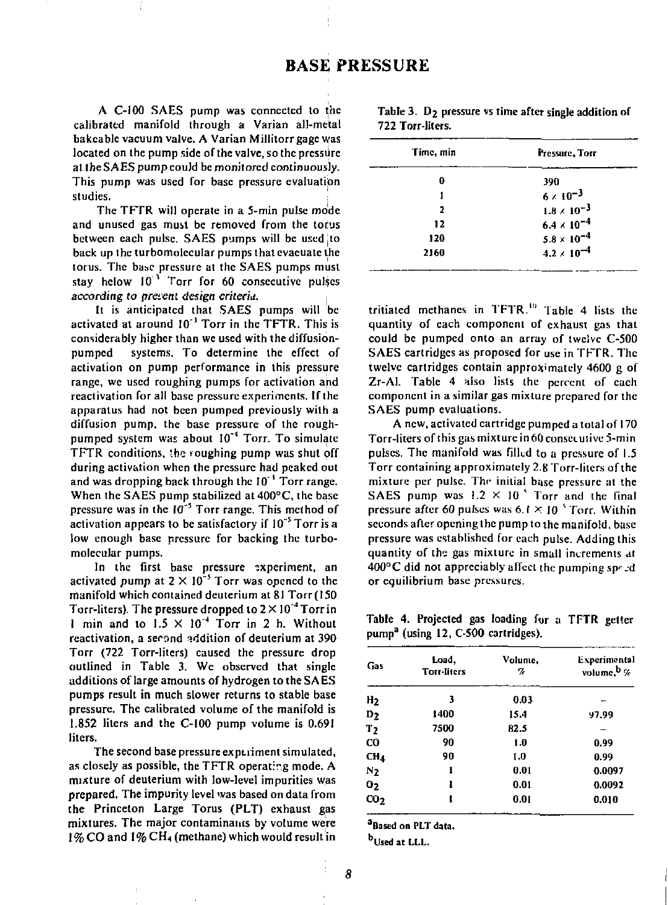# BASE PRESSURE

A C-100 SAES pump was connected to the calibrated manifold through a Varian all-metal bakeable vacuum valve. A Varian Millitorr gage was located on the pump side of the valve, so the pressure at the SAES pump could be monitored continuously. This pump was used for base pressure evaluation studies.

The TFTR will operate in a 5-min pulse mode and unused gas must be removed from the torus between each pulse. SAES pumps will be used to back up the turbomolecular pumps that evacuate the torus. The base pressure at the SAES pumps must stay below $10^{-3}$ Torr for 60 consecutive pulses *according to present design criteria.*

It is anticipated that SAES pumps will be activated at around $10^{-3}$ Torr in the TFTR. This is considerably higher than we used with the diffusion-pumped systems. To determine the effect of activation on pump performance in this pressure range, we used roughing pumps for activation and reactivation for all base pressure experiments. If the apparatus had not been pumped previously with a diffusion pump, the base pressure of the rough-pumped system was about $10^{-4}$ Torr. To simulate TFTR conditions, the roughing pump was shut off during activation when the pressure had peaked out and was dropping back through the $10^{-3}$ Torr range. When the SAES pump stabilized at 400°C, the base pressure was in the $10^{-5}$ Torr range. This method of activation appears to be satisfactory if $10^{-5}$ Torr is a low enough base pressure for backing the turbomolecular pumps.

In the first base pressure experiment, an activated pump at $2 \times 10^{-5}$ Torr was opened to the manifold which contained deuterium at 81 Torr (150 Torr-liters). The pressure dropped to $2 \times 10^{-4}$ Torr in 1 min and to $1.5 \times 10^{-4}$ Torr in 2 h. Without reactivation, a second addition of deuterium at 390 Torr (722 Torr-liters) caused the pressure drop outlined in Table 3. We observed that single additions of large amounts of hydrogen to the SAES pumps result in much slower returns to stable base pressure. The calibrated volume of the manifold is 1.852 liters and the C-100 pump volume is 0.691 liters.

Table 3. $D_2$ pressure vs time after single addition of 722 Torr-liters.

| Time, min | Pressure, Torr |
|---|---|
| 0 | 390 |
| 1 | $6 \times 10^{-3}$ |
| 2 | $1.8 \times 10^{-3}$ |
| 12 | $6.4 \times 10^{-4}$ |
| 120 | $5.8 \times 10^{-4}$ |
| 2160 | $4.2 \times 10^{-4}$ |

The second base pressure experiment simulated, as closely as possible, the TFTR operating mode. A mixture of deuterium with low-level impurities was prepared. The impurity level was based on data from the Princeton Large Torus (PLT) exhaust gas mixtures. The major contaminants by volume were 1% CO and 1% $CH_4$ (methane) which would result in tritiated methanes in TFTR.[10] Table 4 lists the quantity of each component of exhaust gas that could be pumped onto an array of twelve C-500 SAES cartridges as proposed for use in TFTR. The twelve cartridges contain approximately 4600 g of Zr-Al. Table 4 also lists the percent of each component in a similar gas mixture prepared for the SAES pump evaluations.

A new, activated cartridge pumped a total of 170 Torr-liters of this gas mixture in 60 consecutive 5-min pulses. The manifold was filled to a pressure of 1.5 Torr containing approximately 2.8 Torr-liters of the mixture per pulse. The initial base pressure at the SAES pump was $1.2 \times 10^{-5}$ Torr and the final pressure after 60 pulses was $6.1 \times 10^{-5}$ Torr. Within seconds after opening the pump to the manifold, base pressure was established for each pulse. Adding this quantity of the gas mixture in small increments at 400°C did not appreciably affect the pumping speed or equilibrium base pressures.

Table 4. Projected gas loading for a TFTR getter pump[a] (using 12, C-500 cartridges).

| Gas | Load, Torr-liters | Volume, % | Experimental volume,[b] % |
|---|---|---|---|
| $H_2$ | 3 | 0.03 | – |
| $D_2$ | 1400 | 15.4 | 97.99 |
| $T_2$ | 7500 | 82.5 | – |
| CO | 90 | 1.0 | 0.99 |
| $CH_4$ | 90 | 1.0 | 0.99 |
| $N_2$ | 1 | 0.01 | 0.0097 |
| $O_2$ | 1 | 0.01 | 0.0092 |
| $CO_2$ | 1 | 0.01 | 0.010 |

[a]Based on PLT data.

[b]Used at LLL.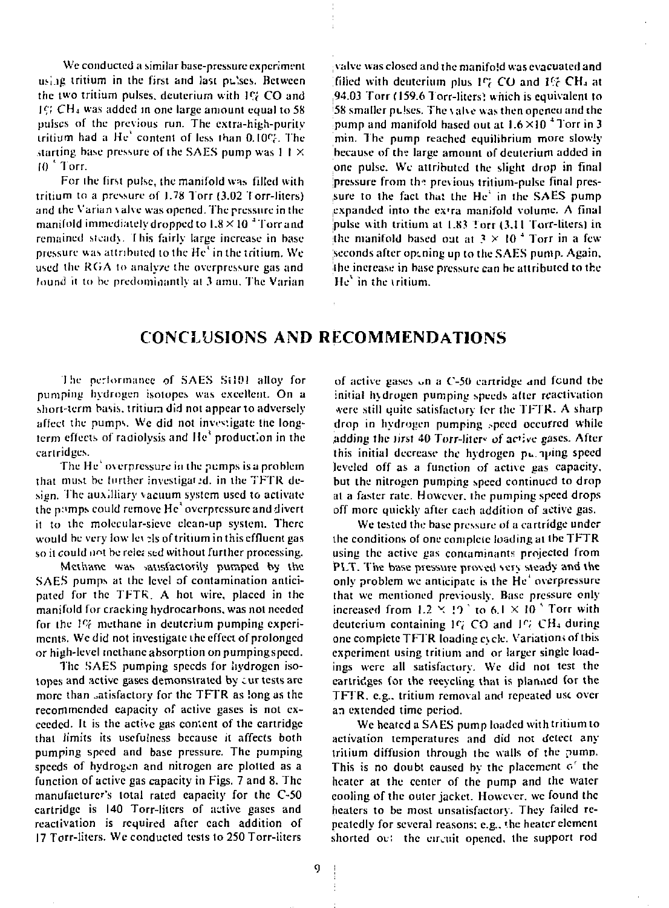We conducted a similar base-pressure experiment using tritium in the first and last pulses. Between the two tritium pulses, deuterium with 1% CO and 1% $CH_4$ was added in one large amount equal to 58 pulses of the previous run. The extra-high-purity tritium had a $He^3$ content of less than 0.10%. The starting base pressure of the SAES pump was $1.1 \times 10^{-5}$ Torr.

For the first pulse, the manifold was filled with tritium to a pressure of 1.78 Torr (3.02 Torr-liters) and the Varian valve was opened. The pressure in the manifold immediately dropped to $1.8 \times 10^{-4}$ Torr and remained steady. This fairly large increase in base pressure was attributed to the $He^3$ in the tritium. We used the RGA to analyze the overpressure gas and found it to be predominantly at 3 amu. The Varian valve was closed and the manifold was evacuated and filled with deuterium plus 1% CO and 1% $CH_4$ at 94.03 Torr (159.6 Torr-liters) which is equivalent to 58 smaller pulses. The valve was then opened and the pump and manifold based out at $1.6 \times 10^{-4}$ Torr in 3 min. The pump reached equilibrium more slowly because of the large amount of deuterium added in one pulse. We attributed the slight drop in final pressure from the previous tritium-pulse final pressure to the fact that the $He^3$ in the SAES pump expanded into the extra manifold volume. A final pulse with tritium at 1.83 Torr (3.11 Torr-liters) in the manifold based out at $3 \times 10^{-4}$ Torr in a few seconds after opening up to the SAES pump. Again, the increase in base pressure can be attributed to the $He^3$ in the tritium.

## CONCLUSIONS AND RECOMMENDATIONS

The performance of SAES St101 alloy for pumping hydrogen isotopes was excellent. On a short-term basis, tritium did not appear to adversely affect the pumps. We did not investigate the long-term effects of radiolysis and $He^3$ production in the cartridges.

The $He^3$ overpressure in the pumps is a problem that must be further investigated in the TFTR design. The auxiliary vacuum system used to activate the pumps could remove $He^3$ overpressure and divert it to the molecular-sieve clean-up system. There would be very low levels of tritium in this effluent gas so it could not be released without further processing.

Methane was satisfactorily pumped by the SAES pumps at the level of contamination anticipated for the TFTR. A hot wire, placed in the manifold for cracking hydrocarbons, was not needed for the 1% methane in deuterium pumping experiments. We did not investigate the effect of prolonged or high-level methane absorption on pumping speed.

The SAES pumping speeds for hydrogen isotopes and active gases demonstrated by our tests are more than satisfactory for the TFTR as long as the recommended capacity of active gases is not exceeded. It is the active gas content of the cartridge that limits its usefulness because it affects both pumping speed and base pressure. The pumping speeds of hydrogen and nitrogen are plotted as a function of active gas capacity in Figs. 7 and 8. The manufacturer's total rated capacity for the C-50 cartridge is 140 Torr-liters of active gases and reactivation is required after each addition of 17 Torr-liters. We conducted tests to 250 Torr-liters of active gases on a C-50 cartridge and found the initial hydrogen pumping speeds after reactivation were still quite satisfactory for the TFTR. A sharp drop in hydrogen pumping speed occurred while adding the first 40 Torr-liters of active gases. After this initial decrease the hydrogen pumping speed leveled off as a function of active gas capacity, but the nitrogen pumping speed continued to drop at a faster rate. However, the pumping speed drops off more quickly after each addition of active gas.

We tested the base pressure of a cartridge under the conditions of one complete loading at the TFTR using the active gas contaminants projected from PLT. The base pressure proved very steady and the only problem we anticipate is the $He^3$ overpressure that we mentioned previously. Base pressure only increased from $1.2 \times 10^{-7}$ to $6.1 \times 10^{-5}$ Torr with deuterium containing 1% CO and 1% $CH_4$ during one complete TFTR loading cycle. Variations of this experiment using tritium and or larger single loadings were all satisfactory. We did not test the cartridges for the recycling that is planned for the TFTR, e.g., tritium removal and repeated use over an extended time period.

We heated a SAES pump loaded with tritium to activation temperatures and did not detect any tritium diffusion through the walls of the pump. This is no doubt caused by the placement of the heater at the center of the pump and the water cooling of the outer jacket. However, we found the heaters to be most unsatisfactory. They failed repeatedly for several reasons; e.g., the heater element shorted out, the circuit opened, the support rod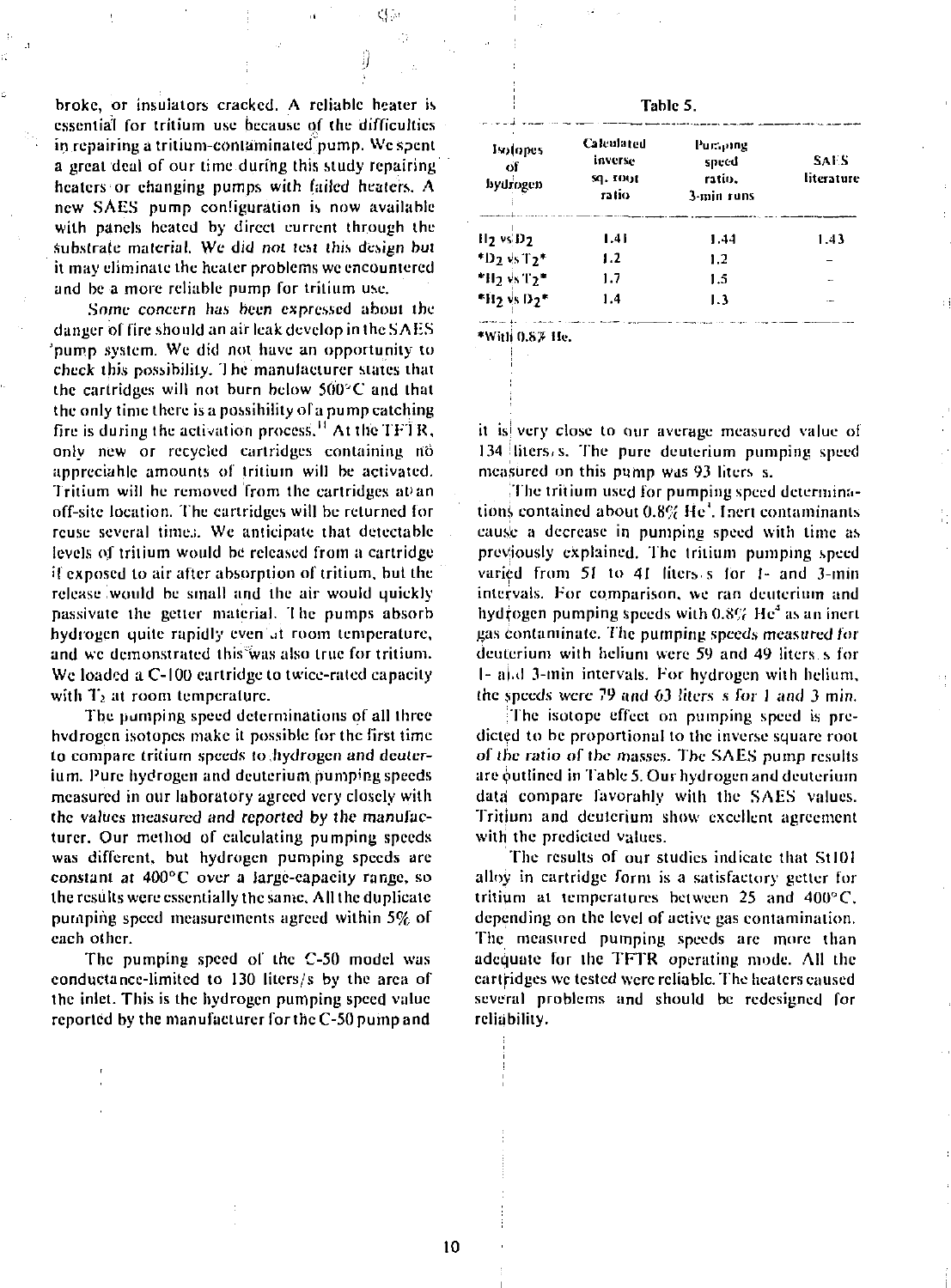broke, or insulators cracked. A reliable heater is essential for tritium use because of the difficulties in repairing a tritium-contaminated pump. We spent a great deal of our time during this study repairing heaters or changing pumps with failed heaters. A new SAES pump configuration is now available with panels heated by direct current through the substrate material. We did not test this design but it may eliminate the heater problems we encountered and be a more reliable pump for tritium use.

Some concern has been expressed about the danger of fire should an air leak develop in the SAES pump system. We did not have an opportunity to check this possibility. The manufacturer states that the cartridges will not burn below 500°C and that the only time there is a possibility of a pump catching fire is during the activation process.[11] At the TFTR, only new or recycled cartridges containing no appreciable amounts of tritium will be activated. Tritium will be removed from the cartridges at an off-site location. The cartridges will be returned for reuse several times. We anticipate that detectable levels of tritium would be released from a cartridge if exposed to air after absorption of tritium, but the release would be small and the air would quickly passivate the getter material. The pumps absorb hydrogen quite rapidly even at room temperature, and we demonstrated this was also true for tritium. We loaded a C-100 cartridge to twice-rated capacity with $T_2$ at room temperature.

The pumping speed determinations of all three hydrogen isotopes make it possible for the first time to compare tritium speeds to hydrogen and deuterium. Pure hydrogen and deuterium pumping speeds measured in our laboratory agreed very closely with the values measured and reported by the manufacturer. Our method of calculating pumping speeds was different, but hydrogen pumping speeds are constant at 400°C over a large-capacity range, so the results were essentially the same. All the duplicate pumping speed measurements agreed within 5% of each other.

The pumping speed of the C-50 model was conductance-limited to 130 liters/s by the area of the inlet. This is the hydrogen pumping speed value reported by the manufacturer for the C-50 pump and

Table 5.

| Isotopes of hydrogen | Calculated inverse sq. root ratio | Pumping speed ratio, 3-min runs | SAES literature |
|---|---|---|---|
| $H_2$ vs $D_2$ | 1.41 | 1.44 | 1.43 |
| *$D_2$ vs $T_2$* | 1.2 | 1.2 | – |
| *$H_2$ vs $T_2$* | 1.7 | 1.5 | – |
| *$H_2$ vs $D_2$* | 1.4 | 1.3 | – |

*With 0.8% He.

it is very close to our average measured value of 134 liters/s. The pure deuterium pumping speed measured on this pump was 93 liters/s.

The tritium used for pumping speed determinations contained about 0.8% $He^3$. Inert contaminants cause a decrease in pumping speed with time as previously explained. The tritium pumping speed varied from 51 to 41 liters/s for 1- and 3-min intervals. For comparison, we ran deuterium and hydrogen pumping speeds with 0.8% $He^4$ as an inert gas contaminate. The pumping speeds measured for deuterium with helium were 59 and 49 liters/s for 1- and 3-min intervals. For hydrogen with helium, the speeds were 79 and 63 liters/s for 1 and 3 min.

The isotope effect on pumping speed is predicted to be proportional to the inverse square root of the ratio of the masses. The SAES pump results are outlined in Table 5. Our hydrogen and deuterium data compare favorably with the SAES values. Tritium and deuterium show excellent agreement with the predicted values.

The results of our studies indicate that St101 alloy in cartridge form is a satisfactory getter for tritium at temperatures between 25 and 400°C, depending on the level of active gas contamination. The measured pumping speeds are more than adequate for the TFTR operating mode. All the cartridges we tested were reliable. The heaters caused several problems and should be redesigned for reliability.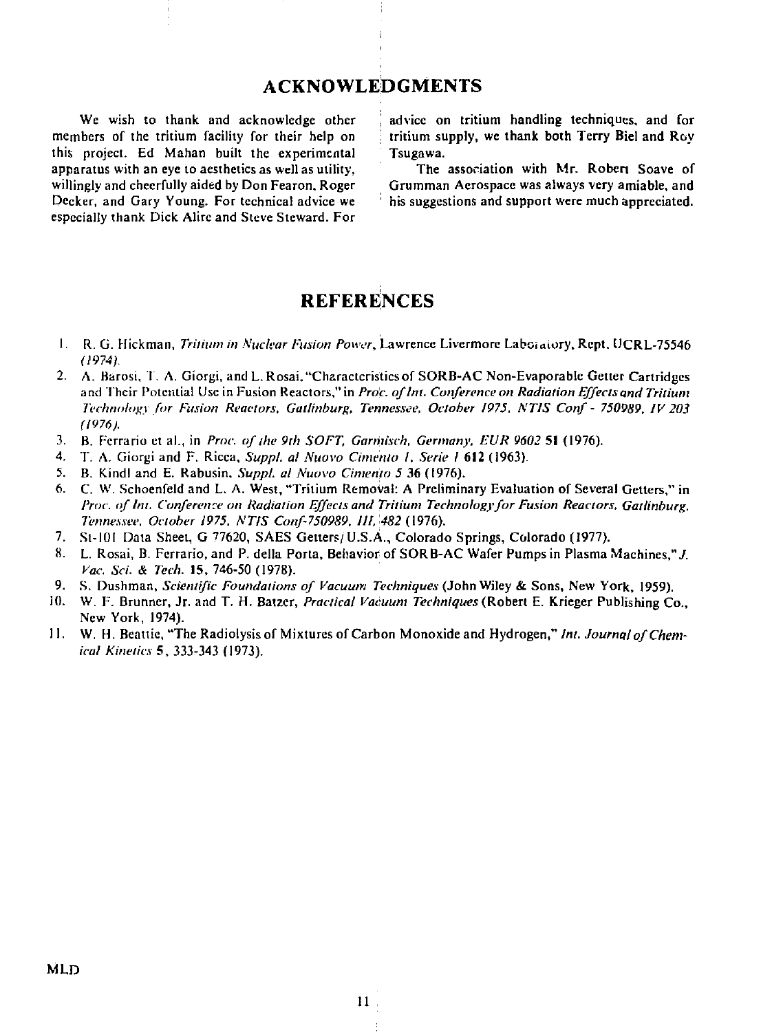## ACKNOWLEDGMENTS

We wish to thank and acknowledge other members of the tritium facility for their help on this project. Ed Mahan built the experimental apparatus with an eye to aesthetics as well as utility, willingly and cheerfully aided by Don Fearon, Roger Decker, and Gary Young. For technical advice we especially thank Dick Alire and Steve Steward. For advice on tritium handling techniques, and for tritium supply, we thank both Terry Biel and Roy Tsugawa.

The association with Mr. Robert Soave of Grumman Aerospace was always very amiable, and his suggestions and support were much appreciated.

## REFERENCES

1. R. G. Hickman, *Tritium in Nuclear Fusion Power*, Lawrence Livermore Laboratory, Rept. UCRL-75546 (1974).
2. A. Barosi, T. A. Giorgi, and L. Rosai, "Characteristics of SORB-AC Non-Evaporable Getter Cartridges and Their Potential Use in Fusion Reactors," in *Proc. of Int. Conference on Radiation Effects and Tritium Technology for Fusion Reactors, Gatlinburg, Tennessee, October 1975, NTIS Conf - 750989, IV 203 (1976).*
3. B. Ferrario et al., in *Proc. of the 9th SOFT, Garmisch, Germany, EUR 9602* **51** (1976).
4. T. A. Giorgi and F. Ricca, *Suppl. al Nuovo Cimento 1, Serie 1* **612** (1963).
5. B. Kindl and E. Rabusin, *Suppl. al Nuovo Cimento 5* **36** (1976).
6. C. W. Schoenfeld and L. A. West, "Tritium Removal: A Preliminary Evaluation of Several Getters," in *Proc. of Int. Conference on Radiation Effects and Tritium Technology for Fusion Reactors, Gatlinburg, Tennessee, October 1975, NTIS Conf-750989, III, 482* (1976).
7. St-101 Data Sheet, G 77620, SAES Getters/U.S.A., Colorado Springs, Colorado (1977).
8. L. Rosai, B. Ferrario, and P. della Porta, Behavior of SORB-AC Wafer Pumps in Plasma Machines," *J. Vac. Sci. & Tech.* **15**, 746-50 (1978).
9. S. Dushman, *Scientific Foundations of Vacuum Techniques* (John Wiley & Sons, New York, 1959).
10. W. F. Brunner, Jr. and T. H. Batzer, *Practical Vacuum Techniques* (Robert E. Krieger Publishing Co., New York, 1974).
11. W. H. Beattie, "The Radiolysis of Mixtures of Carbon Monoxide and Hydrogen," *Int. Journal of Chemical Kinetics* **5**, 333-343 (1973).

MLD